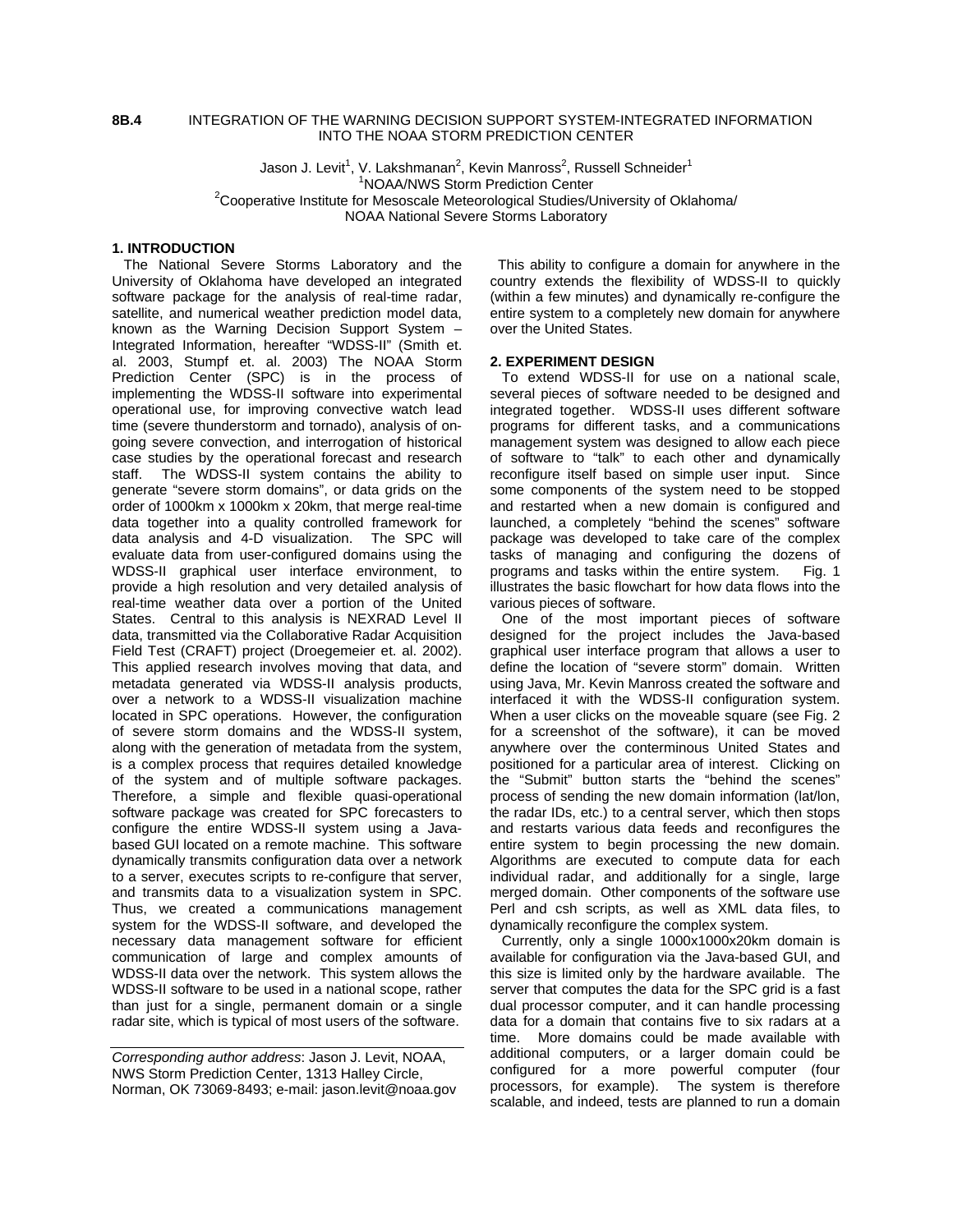**8B.4** INTEGRATION OF THE WARNING DECISION SUPPORT SYSTEM-INTEGRATED INFORMATION INTO THE NOAA STORM PREDICTION CENTER

Jason J. Levit[1], V. Lakshmanan[2], Kevin Manross[2], Russell Schneider[1]

[1]NOAA/NWS Storm Prediction Center

[2]Cooperative Institute for Mesoscale Meteorological Studies/University of Oklahoma/ NOAA National Severe Storms Laboratory

## 1. INTRODUCTION

The National Severe Storms Laboratory and the University of Oklahoma have developed an integrated software package for the analysis of real-time radar, satellite, and numerical weather prediction model data, known as the Warning Decision Support System – Integrated Information, hereafter "WDSS-II" (Smith et. al. 2003, Stumpf et. al. 2003) The NOAA Storm Prediction Center (SPC) is in the process of implementing the WDSS-II software into experimental operational use, for improving convective watch lead time (severe thunderstorm and tornado), analysis of on-going severe convection, and interrogation of historical case studies by the operational forecast and research staff. The WDSS-II system contains the ability to generate "severe storm domains", or data grids on the order of 1000km x 1000km x 20km, that merge real-time data together into a quality controlled framework for data analysis and 4-D visualization. The SPC will evaluate data from user-configured domains using the WDSS-II graphical user interface environment, to provide a high resolution and very detailed analysis of real-time weather data over a portion of the United States. Central to this analysis is NEXRAD Level II data, transmitted via the Collaborative Radar Acquisition Field Test (CRAFT) project (Droegemeier et. al. 2002). This applied research involves moving that data, and metadata generated via WDSS-II analysis products, over a network to a WDSS-II visualization machine located in SPC operations. However, the configuration of severe storm domains and the WDSS-II system, along with the generation of metadata from the system, is a complex process that requires detailed knowledge of the system and of multiple software packages. Therefore, a simple and flexible quasi-operational software package was created for SPC forecasters to configure the entire WDSS-II system using a Java-based GUI located on a remote machine. This software dynamically transmits configuration data over a network to a server, executes scripts to re-configure that server, and transmits data to a visualization system in SPC. Thus, we created a communications management system for the WDSS-II software, and developed the necessary data management software for efficient communication of large and complex amounts of WDSS-II data over the network. This system allows the WDSS-II software to be used in a national scope, rather than just for a single, permanent domain or a single radar site, which is typical of most users of the software.

*Corresponding author address*: Jason J. Levit, NOAA, NWS Storm Prediction Center, 1313 Halley Circle, Norman, OK 73069-8493; e-mail: jason.levit@noaa.gov

This ability to configure a domain for anywhere in the country extends the flexibility of WDSS-II to quickly (within a few minutes) and dynamically re-configure the entire system to a completely new domain for anywhere over the United States.

## 2. EXPERIMENT DESIGN

To extend WDSS-II for use on a national scale, several pieces of software needed to be designed and integrated together. WDSS-II uses different software programs for different tasks, and a communications management system was designed to allow each piece of software to "talk" to each other and dynamically reconfigure itself based on simple user input. Since some components of the system need to be stopped and restarted when a new domain is configured and launched, a completely "behind the scenes" software package was developed to take care of the complex tasks of managing and configuring the dozens of programs and tasks within the entire system. Fig. 1 illustrates the basic flowchart for how data flows into the various pieces of software.

One of the most important pieces of software designed for the project includes the Java-based graphical user interface program that allows a user to define the location of "severe storm" domain. Written using Java, Mr. Kevin Manross created the software and interfaced it with the WDSS-II configuration system. When a user clicks on the moveable square (see Fig. 2 for a screenshot of the software), it can be moved anywhere over the conterminous United States and positioned for a particular area of interest. Clicking on the "Submit" button starts the "behind the scenes" process of sending the new domain information (lat/lon, the radar IDs, etc.) to a central server, which then stops and restarts various data feeds and reconfigures the entire system to begin processing the new domain. Algorithms are executed to compute data for each individual radar, and additionally for a single, large merged domain. Other components of the software use Perl and csh scripts, as well as XML data files, to dynamically reconfigure the complex system.

Currently, only a single 1000x1000x20km domain is available for configuration via the Java-based GUI, and this size is limited only by the hardware available. The server that computes the data for the SPC grid is a fast dual processor computer, and it can handle processing data for a domain that contains five to six radars at a time. More domains could be made available with additional computers, or a larger domain could be configured for a more powerful computer (four processors, for example). The system is therefore scalable, and indeed, tests are planned to run a domain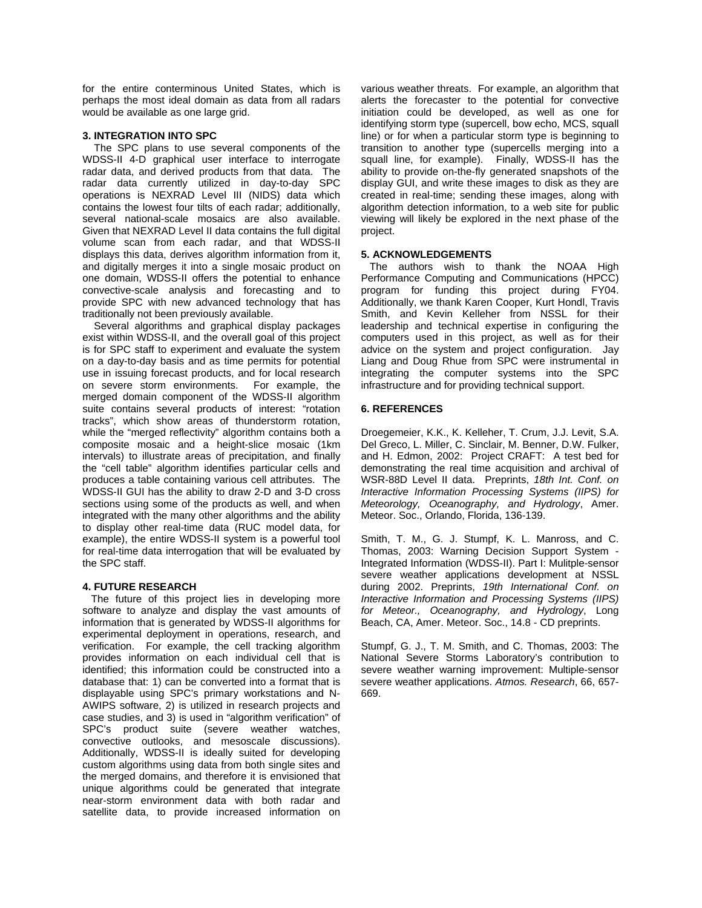for the entire conterminous United States, which is perhaps the most ideal domain as data from all radars would be available as one large grid.

### 3. INTEGRATION INTO SPC

The SPC plans to use several components of the WDSS-II 4-D graphical user interface to interrogate radar data, and derived products from that data. The radar data currently utilized in day-to-day SPC operations is NEXRAD Level III (NIDS) data which contains the lowest four tilts of each radar; additionally, several national-scale mosaics are also available. Given that NEXRAD Level II data contains the full digital volume scan from each radar, and that WDSS-II displays this data, derives algorithm information from it, and digitally merges it into a single mosaic product on one domain, WDSS-II offers the potential to enhance convective-scale analysis and forecasting and to provide SPC with new advanced technology that has traditionally not been previously available.

Several algorithms and graphical display packages exist within WDSS-II, and the overall goal of this project is for SPC staff to experiment and evaluate the system on a day-to-day basis and as time permits for potential use in issuing forecast products, and for local research on severe storm environments. For example, the merged domain component of the WDSS-II algorithm suite contains several products of interest: "rotation tracks", which show areas of thunderstorm rotation, while the "merged reflectivity" algorithm contains both a composite mosaic and a height-slice mosaic (1km intervals) to illustrate areas of precipitation, and finally the "cell table" algorithm identifies particular cells and produces a table containing various cell attributes. The WDSS-II GUI has the ability to draw 2-D and 3-D cross sections using some of the products as well, and when integrated with the many other algorithms and the ability to display other real-time data (RUC model data, for example), the entire WDSS-II system is a powerful tool for real-time data interrogation that will be evaluated by the SPC staff.

### 4. FUTURE RESEARCH

The future of this project lies in developing more software to analyze and display the vast amounts of information that is generated by WDSS-II algorithms for experimental deployment in operations, research, and verification. For example, the cell tracking algorithm provides information on each individual cell that is identified; this information could be constructed into a database that: 1) can be converted into a format that is displayable using SPC's primary workstations and N-AWIPS software, 2) is utilized in research projects and case studies, and 3) is used in "algorithm verification" of SPC's product suite (severe weather watches, convective outlooks, and mesoscale discussions). Additionally, WDSS-II is ideally suited for developing custom algorithms using data from both single sites and the merged domains, and therefore it is envisioned that unique algorithms could be generated that integrate near-storm environment data with both radar and satellite data, to provide increased information on various weather threats. For example, an algorithm that alerts the forecaster to the potential for convective initiation could be developed, as well as one for identifying storm type (supercell, bow echo, MCS, squall line) or for when a particular storm type is beginning to transition to another type (supercells merging into a squall line, for example). Finally, WDSS-II has the ability to provide on-the-fly generated snapshots of the display GUI, and write these images to disk as they are created in real-time; sending these images, along with algorithm detection information, to a web site for public viewing will likely be explored in the next phase of the project.

### 5. ACKNOWLEDGEMENTS

The authors wish to thank the NOAA High Performance Computing and Communications (HPCC) program for funding this project during FY04. Additionally, we thank Karen Cooper, Kurt Hondl, Travis Smith, and Kevin Kelleher from NSSL for their leadership and technical expertise in configuring the computers used in this project, as well as for their advice on the system and project configuration. Jay Liang and Doug Rhue from SPC were instrumental in integrating the computer systems into the SPC infrastructure and for providing technical support.

### 6. REFERENCES

Droegemeier, K.K., K. Kelleher, T. Crum, J.J. Levit, S.A. Del Greco, L. Miller, C. Sinclair, M. Benner, D.W. Fulker, and H. Edmon, 2002: Project CRAFT: A test bed for demonstrating the real time acquisition and archival of WSR-88D Level II data. Preprints, *18th Int. Conf. on Interactive Information Processing Systems (IIPS) for Meteorology, Oceanography, and Hydrology*, Amer. Meteor. Soc., Orlando, Florida, 136-139.

Smith, T. M., G. J. Stumpf, K. L. Manross, and C. Thomas, 2003: Warning Decision Support System - Integrated Information (WDSS-II). Part I: Mulitple-sensor severe weather applications development at NSSL during 2002. Preprints, *19th International Conf. on Interactive Information and Processing Systems (IIPS) for Meteor., Oceanography, and Hydrology*, Long Beach, CA, Amer. Meteor. Soc., 14.8 - CD preprints.

Stumpf, G. J., T. M. Smith, and C. Thomas, 2003: The National Severe Storms Laboratory's contribution to severe weather warning improvement: Multiple-sensor severe weather applications. *Atmos. Research*, 66, 657-669.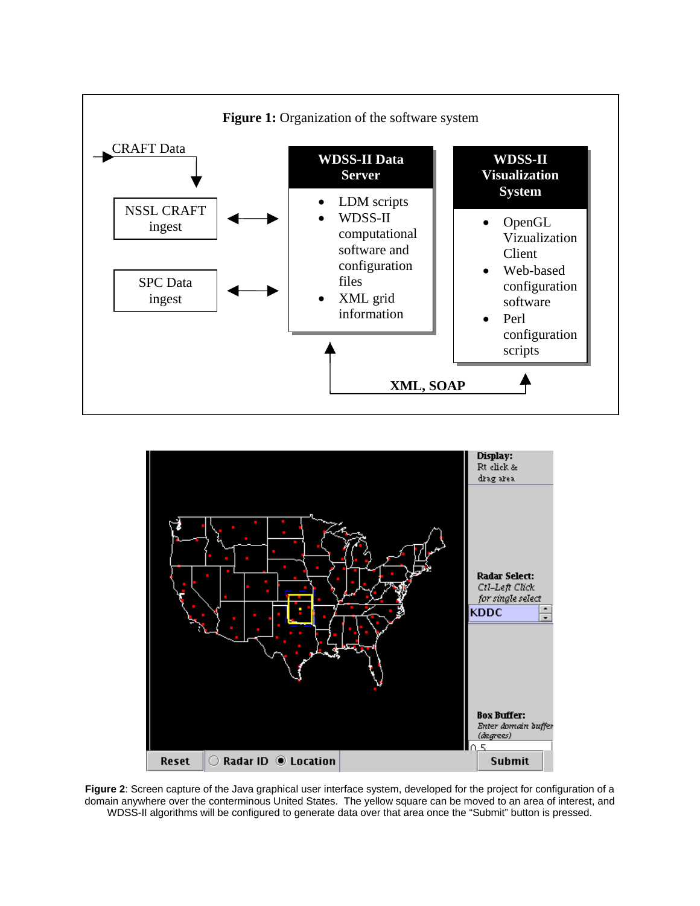**Figure 1:** Organization of the software system

CRAFT Data

NSSL CRAFT ingest

SPC Data ingest

**WDSS-II Data Server**

- LDM scripts
- WDSS-II computational software and configuration files
- XML grid information

**WDSS-II Visualization System**

- OpenGL Vizualization Client
- Web-based configuration software
- Perl configuration scripts

**XML, SOAP**

Display: Rt click & drag area

Radar Select: Ctl–Left Click for single select

KDDC

Box Buffer: Enter domain buffer (degrees)

0.5

Reset

Radar ID

Location

Submit

**Figure 2**: Screen capture of the Java graphical user interface system, developed for the project for configuration of a domain anywhere over the conterminous United States. The yellow square can be moved to an area of interest, and WDSS-II algorithms will be configured to generate data over that area once the "Submit" button is pressed.